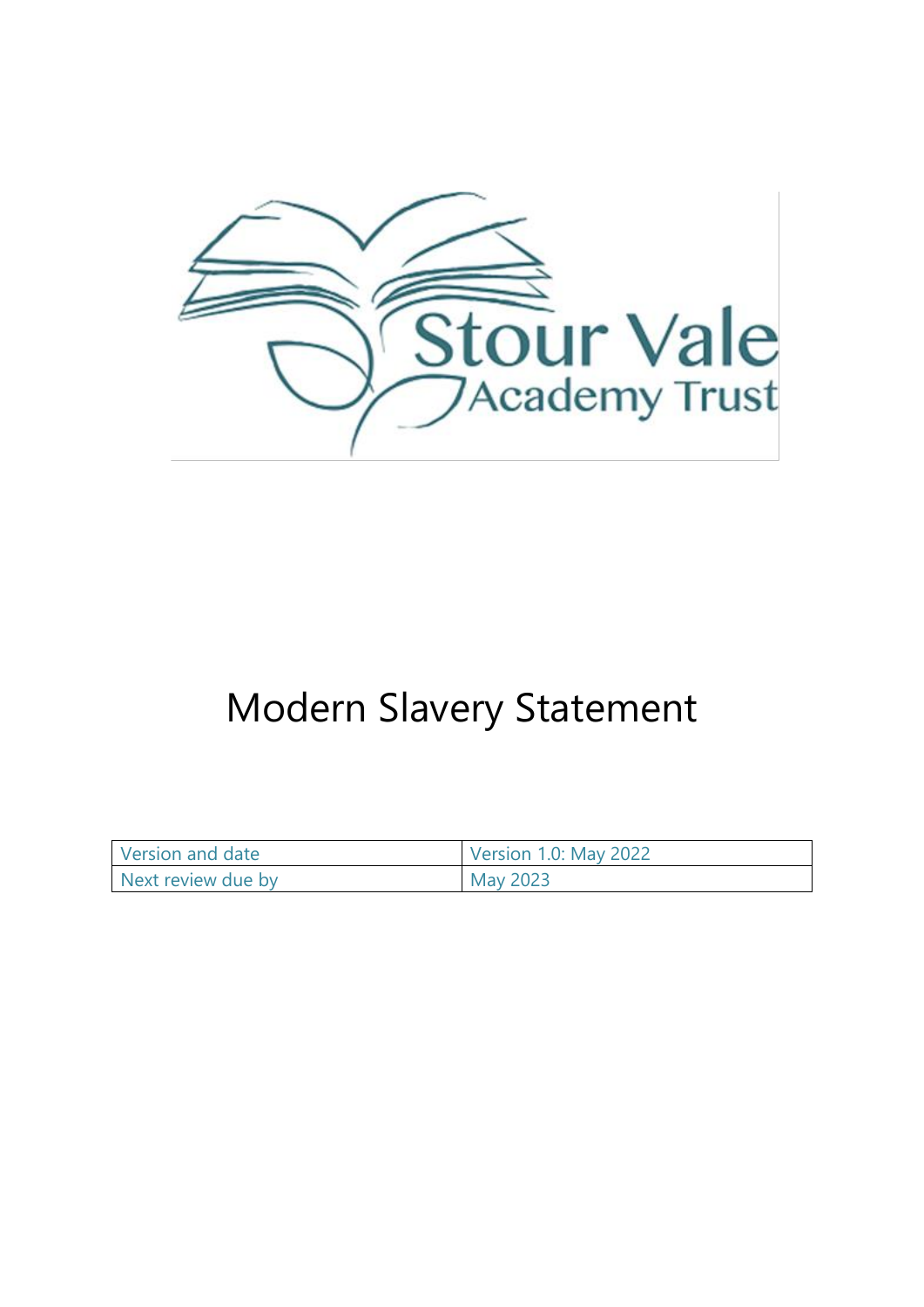Stour Vale Academy Trust

# Modern Slavery Statement

| Version and date | Version 1.0: May 2022 |
| --- | --- |
| Next review due by | May 2023 |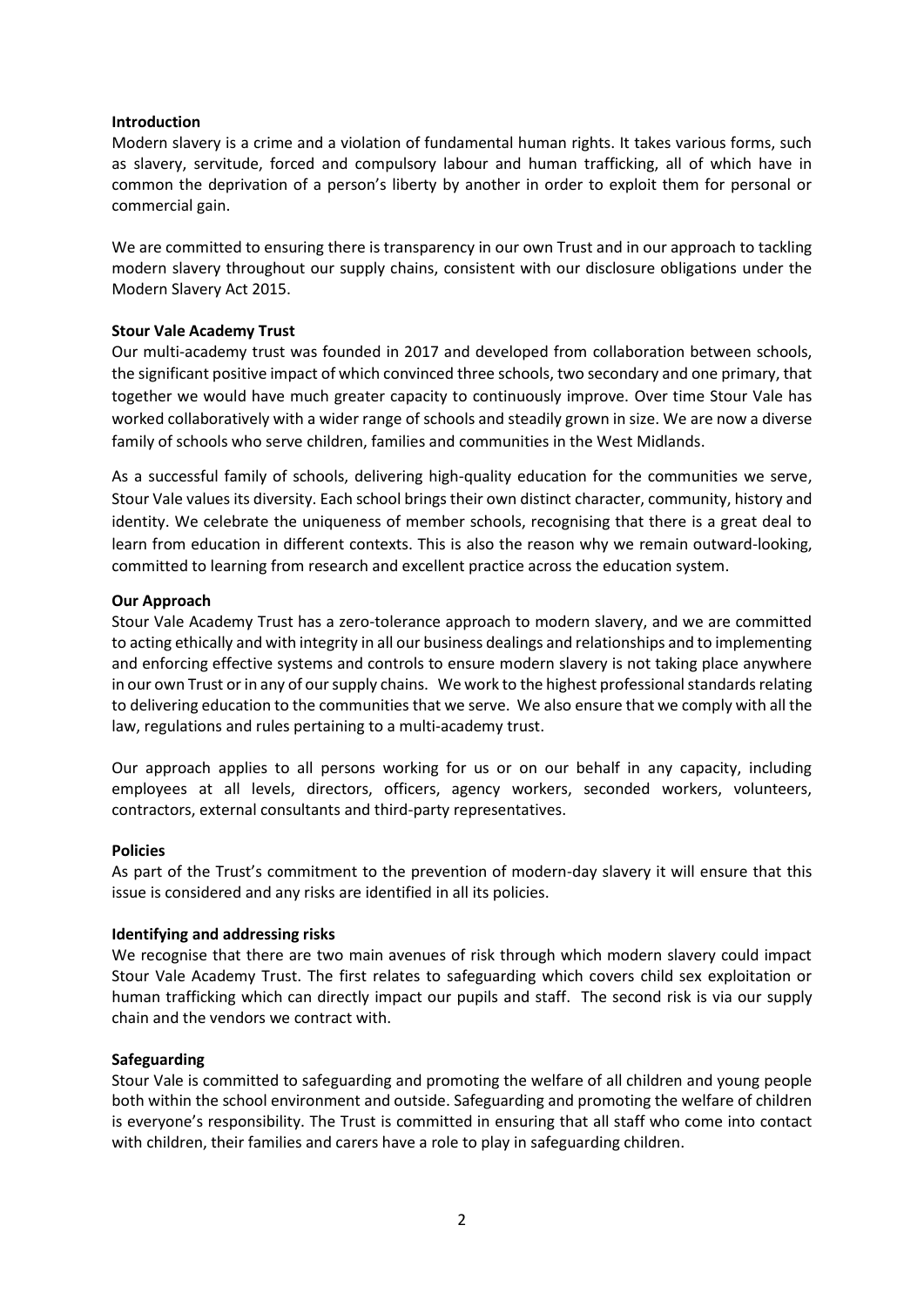**Introduction**

Modern slavery is a crime and a violation of fundamental human rights. It takes various forms, such as slavery, servitude, forced and compulsory labour and human trafficking, all of which have in common the deprivation of a person's liberty by another in order to exploit them for personal or commercial gain.

We are committed to ensuring there is transparency in our own Trust and in our approach to tackling modern slavery throughout our supply chains, consistent with our disclosure obligations under the Modern Slavery Act 2015.

**Stour Vale Academy Trust**

Our multi-academy trust was founded in 2017 and developed from collaboration between schools, the significant positive impact of which convinced three schools, two secondary and one primary, that together we would have much greater capacity to continuously improve. Over time Stour Vale has worked collaboratively with a wider range of schools and steadily grown in size. We are now a diverse family of schools who serve children, families and communities in the West Midlands.

As a successful family of schools, delivering high-quality education for the communities we serve, Stour Vale values its diversity. Each school brings their own distinct character, community, history and identity. We celebrate the uniqueness of member schools, recognising that there is a great deal to learn from education in different contexts. This is also the reason why we remain outward-looking, committed to learning from research and excellent practice across the education system.

**Our Approach**

Stour Vale Academy Trust has a zero-tolerance approach to modern slavery, and we are committed to acting ethically and with integrity in all our business dealings and relationships and to implementing and enforcing effective systems and controls to ensure modern slavery is not taking place anywhere in our own Trust or in any of our supply chains. We work to the highest professional standards relating to delivering education to the communities that we serve. We also ensure that we comply with all the law, regulations and rules pertaining to a multi-academy trust.

Our approach applies to all persons working for us or on our behalf in any capacity, including employees at all levels, directors, officers, agency workers, seconded workers, volunteers, contractors, external consultants and third-party representatives.

**Policies**

As part of the Trust's commitment to the prevention of modern-day slavery it will ensure that this issue is considered and any risks are identified in all its policies.

**Identifying and addressing risks**

We recognise that there are two main avenues of risk through which modern slavery could impact Stour Vale Academy Trust. The first relates to safeguarding which covers child sex exploitation or human trafficking which can directly impact our pupils and staff. The second risk is via our supply chain and the vendors we contract with.

**Safeguarding**

Stour Vale is committed to safeguarding and promoting the welfare of all children and young people both within the school environment and outside. Safeguarding and promoting the welfare of children is everyone's responsibility. The Trust is committed in ensuring that all staff who come into contact with children, their families and carers have a role to play in safeguarding children.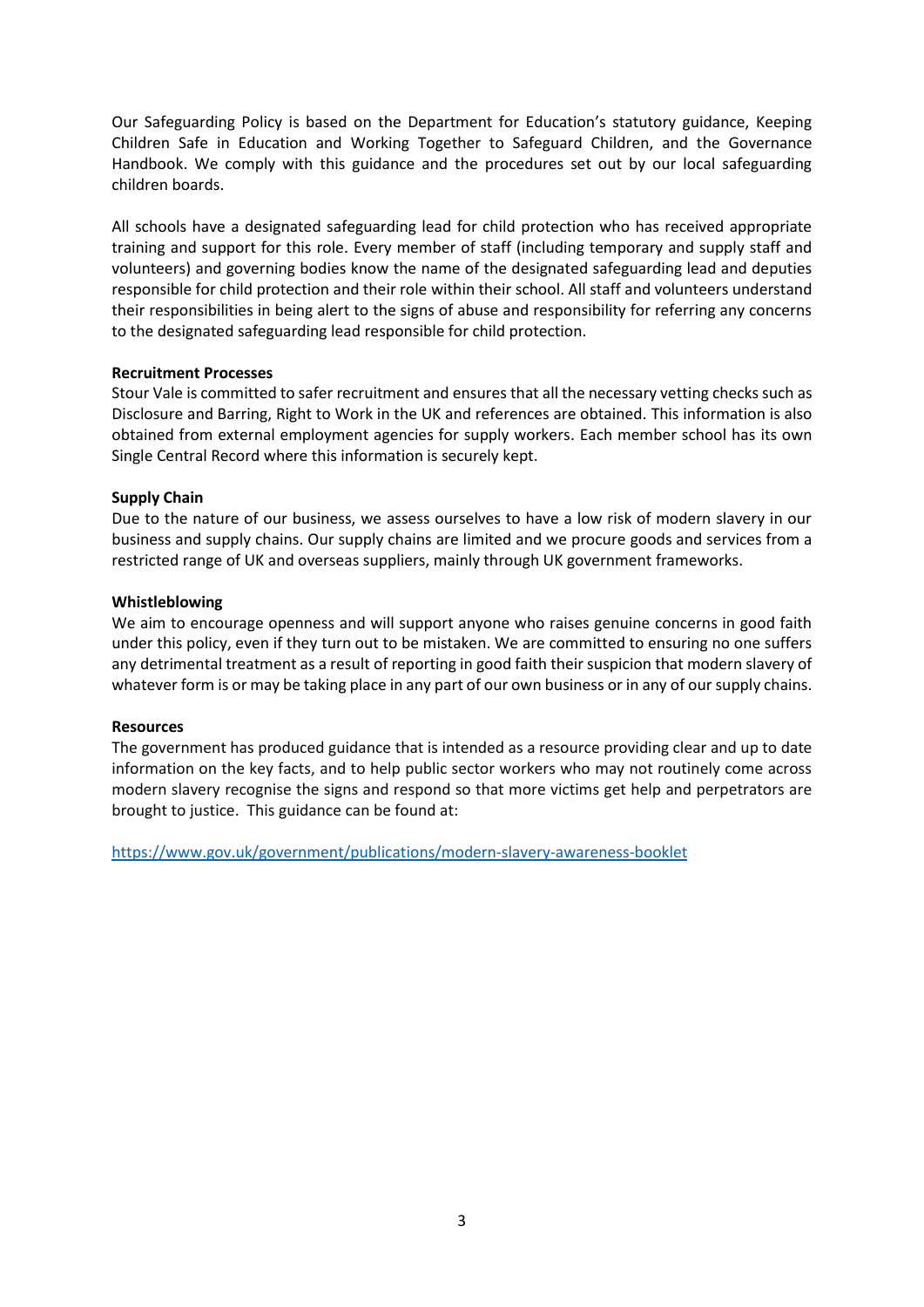Our Safeguarding Policy is based on the Department for Education's statutory guidance, Keeping Children Safe in Education and Working Together to Safeguard Children, and the Governance Handbook. We comply with this guidance and the procedures set out by our local safeguarding children boards.

All schools have a designated safeguarding lead for child protection who has received appropriate training and support for this role. Every member of staff (including temporary and supply staff and volunteers) and governing bodies know the name of the designated safeguarding lead and deputies responsible for child protection and their role within their school. All staff and volunteers understand their responsibilities in being alert to the signs of abuse and responsibility for referring any concerns to the designated safeguarding lead responsible for child protection.

**Recruitment Processes**

Stour Vale is committed to safer recruitment and ensures that all the necessary vetting checks such as Disclosure and Barring, Right to Work in the UK and references are obtained. This information is also obtained from external employment agencies for supply workers. Each member school has its own Single Central Record where this information is securely kept.

**Supply Chain**

Due to the nature of our business, we assess ourselves to have a low risk of modern slavery in our business and supply chains. Our supply chains are limited and we procure goods and services from a restricted range of UK and overseas suppliers, mainly through UK government frameworks.

**Whistleblowing**

We aim to encourage openness and will support anyone who raises genuine concerns in good faith under this policy, even if they turn out to be mistaken. We are committed to ensuring no one suffers any detrimental treatment as a result of reporting in good faith their suspicion that modern slavery of whatever form is or may be taking place in any part of our own business or in any of our supply chains.

**Resources**

The government has produced guidance that is intended as a resource providing clear and up to date information on the key facts, and to help public sector workers who may not routinely come across modern slavery recognise the signs and respond so that more victims get help and perpetrators are brought to justice. This guidance can be found at:

https://www.gov.uk/government/publications/modern-slavery-awareness-booklet